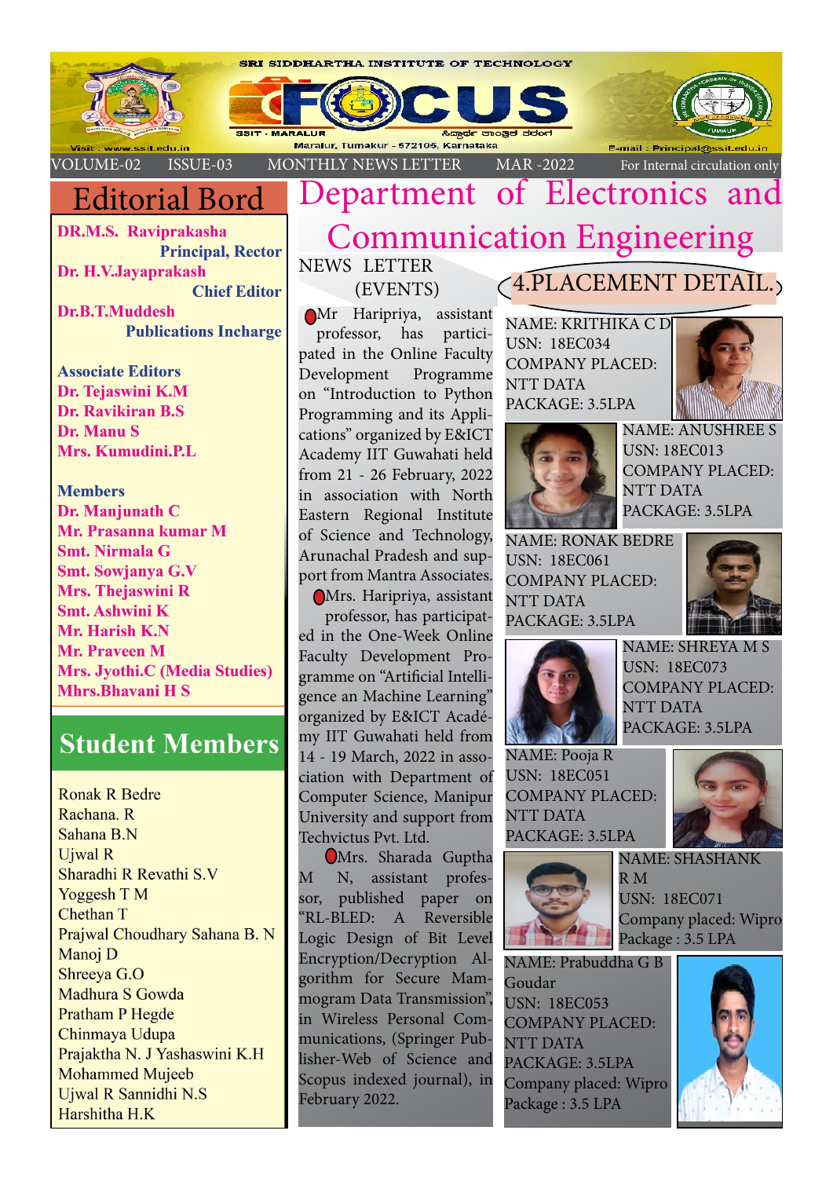SRI SIDDHARTHA INSTITUTE OF TECHNOLOGY

# FOCUS

SSIT - MARALUR

Maralur, Tumakur - 572105, Karnataka

Visit : www.ssit.edu.in E-mail : Principal@ssit.edu.in

VOLUME-02 ISSUE-03 MONTHLY NEWS LETTER MAR -2022 For Internal circulation only

## Editorial Bord

**DR.M.S. Raviprakasha**
**Principal, Rector**
**Dr. H.V.Jayaprakash**
**Chief Editor**
**Dr.B.T.Muddesh**
**Publications Incharge**

**Associate Editors**
**Dr. Tejaswini K.M**
**Dr. Ravikiran B.S**
**Dr. Manu S**
**Mrs. Kumudini.P.L**

**Members**
**Dr. Manjunath C**
**Mr. Prasanna kumar M**
**Smt. Nirmala G**
**Smt. Sowjanya G.V**
**Mrs. Thejaswini R**
**Smt. Ashwini K**
**Mr. Harish K.N**
**Mr. Praveen M**
**Mrs. Jyothi.C (Media Studies)**
**Mhrs.Bhavani H S**

## Student Members

Ronak R Bedre
Rachana. R
Sahana B.N
Ujwal R
Sharadhi R Revathi S.V
Yoggesh T M
Chethan T
Prajwal Choudhary Sahana B. N
Manoj D
Shreeya G.O
Madhura S Gowda
Pratham P Hegde
Chinmaya Udupa
Prajaktha N. J Yashaswini K.H
Mohammed Mujeeb
Ujwal R Sannidhi N.S
Harshitha H.K

# Department of Electronics and Communication Engineering

NEWS LETTER
(EVENTS)

- Mr Haripriya, assistant professor, has participated in the Online Faculty Development Programme on "Introduction to Python Programming and its Applications" organized by E&ICT Academy IIT Guwahati held from 21 - 26 February, 2022 in association with North Eastern Regional Institute of Science and Technology, Arunachal Pradesh and support from Mantra Associates.
- Mrs. Haripriya, assistant professor, has participated in the One-Week Online Faculty Development Programme on "Artificial Intelligence an Machine Learning" organized by E&ICT Académy IIT Guwahati held from 14 - 19 March, 2022 in association with Department of Computer Science, Manipur University and support from Techvictus Pvt. Ltd.
- Mrs. Sharada Guptha M N, assistant professor, published paper on "RL-BLED: A Reversible Logic Design of Bit Level Encryption/Decryption Algorithm for Secure Mammogram Data Transmission", in Wireless Personal Communications, (Springer Publisher-Web of Science and Scopus indexed journal), in February 2022.

## 4.PLACEMENT DETAIL.

NAME: KRITHIKA C D
USN: 18EC034
COMPANY PLACED: NTT DATA
PACKAGE: 3.5LPA

NAME: ANUSHREE S
USN: 18EC013
COMPANY PLACED: NTT DATA
PACKAGE: 3.5LPA

NAME: RONAK BEDRE
USN: 18EC061
COMPANY PLACED: NTT DATA
PACKAGE: 3.5LPA

NAME: SHREYA M S
USN: 18EC073
COMPANY PLACED: NTT DATA
PACKAGE: 3.5LPA

NAME: Pooja R
USN: 18EC051
COMPANY PLACED: NTT DATA
PACKAGE: 3.5LPA

NAME: SHASHANK R M
USN: 18EC071
Company placed: Wipro
Package : 3.5 LPA

NAME: Prabuddha G B Goudar
USN: 18EC053
COMPANY PLACED: NTT DATA
PACKAGE: 3.5LPA
Company placed: Wipro
Package : 3.5 LPA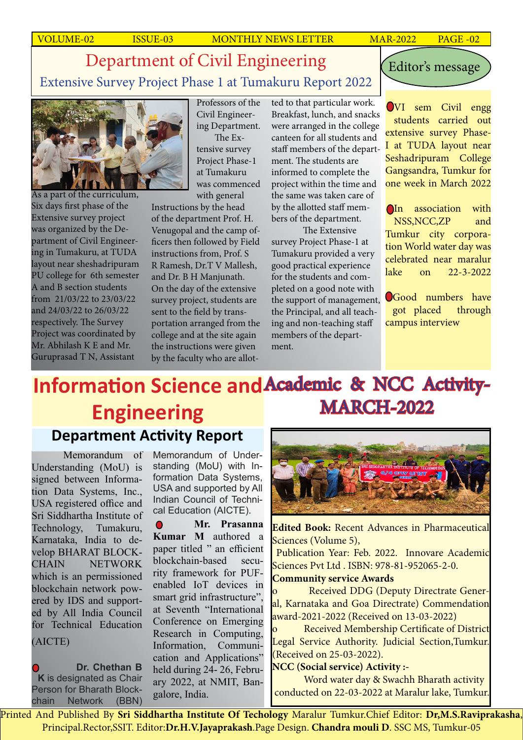# Department of Civil Engineering

## Extensive Survey Project Phase 1 at Tumakuru Report 2022

As a part of the curriculum, Six days first phase of the Extensive survey project was organized by the Department of Civil Engineering in Tumakuru, at TUDA layout near sheshadripuram PU college for 6th semester A and B section students from 21/03/22 to 23/03/22 and 24/03/22 to 26/03/22 respectively. The Survey Project was coordinated by Mr. Abhilash K E and Mr. Guruprasad T N, Assistant Professors of the Civil Engineering Department.

The Extensive survey Project Phase-1 at Tumakuru was commenced with general Instructions by the head of the department Prof. H. Venugopal and the camp officers then followed by Field instructions from, Prof. S R Ramesh, Dr.T V Mallesh, and Dr. B H Manjunath. On the day of the extensive survey project, students are sent to the field by transportation arranged from the college and at the site again the instructions were given by the faculty who are allotted to that particular work. Breakfast, lunch, and snacks were arranged in the college canteen for all students and staff members of the department. The students are informed to complete the project within the time and the same was taken care of by the allotted staff members of the department.

The Extensive survey Project Phase-1 at Tumakuru provided a very good practical experience for the students and completed on a good note with the support of management, the Principal, and all teaching and non-teaching staff members of the department.

## Editor's message

- VI sem Civil engg students carried out extensive survey Phase-I at TUDA layout near Seshadripuram College Gangsandra, Tumkur for one week in March 2022
- In association with NSS,NCC,ZP and Tumkur city corporation World water day was celebrated near maralur lake on 22-3-2022
- Good numbers have got placed through campus interview

# Information Science and Engineering

## Department Activity Report

Memorandum of Understanding (MoU) is signed between Information Data Systems, Inc., USA registered office and Sri Siddhartha Institute of Technology, Tumakuru, Karnataka, India to develop BHARAT BLOCKCHAIN NETWORK which is an permissioned blockchain network powered by IDS and supported by All India Council for Technical Education (AICTE)

- **Dr. Chethan B K** is designated as Chair Person for Bharath Blockchain Network (BBN) Memorandum of Understanding (MoU) with Information Data Systems, USA and supported by All Indian Council of Technical Education (AICTE).
- **Mr. Prasanna Kumar M** authored a paper titled " an efficient blockchain-based security framework for PUF-enabled IoT devices in smart grid infrastructure", at Seventh "International Conference on Emerging Research in Computing, Information, Communication and Applications" held during 24- 26, February 2022, at NMIT, Bangalore, India.

# Academic & NCC Activity-MARCH-2022

**Edited Book:** Recent Advances in Pharmaceutical Sciences (Volume 5),

Publication Year: Feb. 2022. Innovare Academic Sciences Pvt Ltd . ISBN: 978-81-952065-2-0.

**Community service Awards**

- Received DDG (Deputy Directrate General, Karnataka and Goa Directrate) Commendation award-2021-2022 (Received on 13-03-2022)
- Received Membership Certificate of District Legal Service Authority. Judicial Section,Tumkur. (Received on 25-03-2022).

**NCC (Social service) Activity :-**

Word water day & Swachh Bharath activity conducted on 22-03-2022 at Maralur lake, Tumkur.

Printed And Published By **Sri Siddhartha Institute Of Techology** Maralur Tumkur.Chief Editor: **Dr,M.S.Raviprakasha**, Principal.Rector,SSIT. Editor:**Dr.H.V.Jayaprakash**.Page Design. **Chandra mouli D**. SSC MS, Tumkur-05